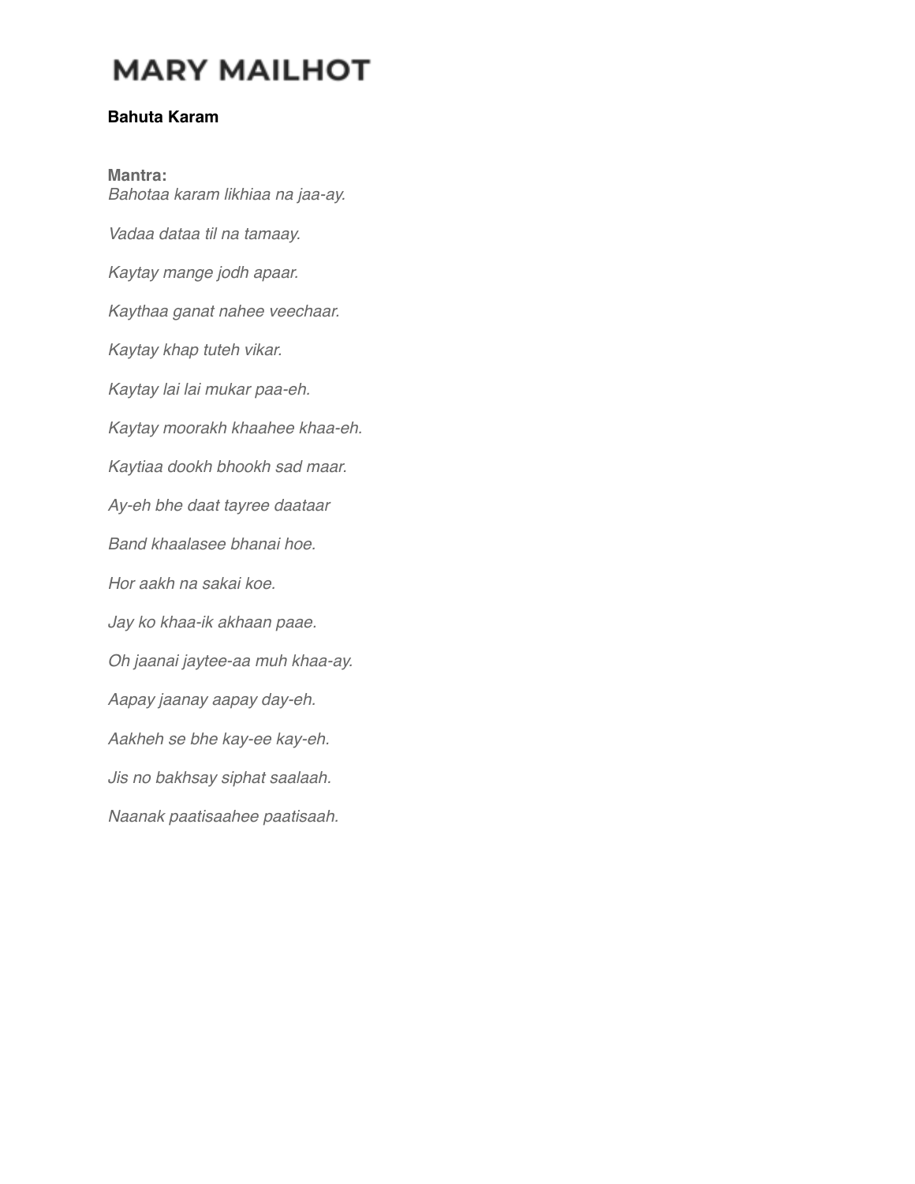# MARY MAILHOT

**Bahuta Karam**

**Mantra:**
*Bahotaa karam likhiaa na jaa-ay.*

*Vadaa dataa til na tamaay.*

*Kaytay mange jodh apaar.*

*Kaythaa ganat nahee veechaar.*

*Kaytay khap tuteh vikar.*

*Kaytay lai lai mukar paa-eh.*

*Kaytay moorakh khaahee khaa-eh.*

*Kaytiaa dookh bhookh sad maar.*

*Ay-eh bhe daat tayree daataar*

*Band khaalasee bhanai hoe.*

*Hor aakh na sakai koe.*

*Jay ko khaa-ik akhaan paae.*

*Oh jaanai jaytee-aa muh khaa-ay.*

*Aapay jaanay aapay day-eh.*

*Aakheh se bhe kay-ee kay-eh.*

*Jis no bakhsay siphat saalaah.*

*Naanak paatisaahee paatisaah.*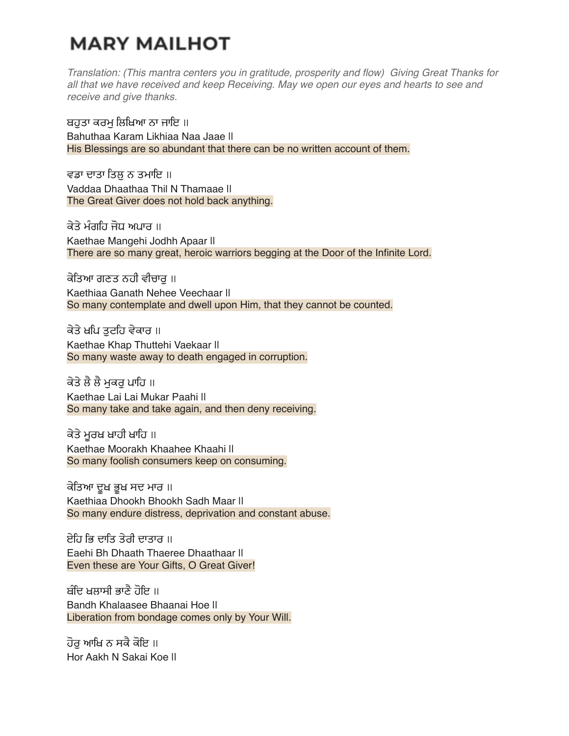# MARY MAILHOT

*Translation: (This mantra centers you in gratitude, prosperity and flow) Giving Great Thanks for all that we have received and keep Receiving. May we open our eyes and hearts to see and receive and give thanks.*

ਬਹੁਤਾ ਕਰਮੁ ਲਿਖਿਆ ਨਾ ਜਾਇ ॥
Bahuthaa Karam Likhiaa Naa Jaae ll
His Blessings are so abundant that there can be no written account of them.

ਵਡਾ ਦਾਤਾ ਤਿਲੁ ਨ ਤਮਾਇ ॥
Vaddaa Dhaathaa Thil N Thamaae ll
The Great Giver does not hold back anything.

ਕੇਤੇ ਮੰਗਹਿ ਜੋਧ ਅਪਾਰ ॥
Kaethae Mangehi Jodhh Apaar ll
There are so many great, heroic warriors begging at the Door of the Infinite Lord.

ਕੇਤਿਆ ਗਣਤ ਨਹੀ ਵੀਚਾਰੁ ॥
Kaethiaa Ganath Nehee Veechaar ll
So many contemplate and dwell upon Him, that they cannot be counted.

ਕੇਤੇ ਖਪਿ ਤੁਟਹਿ ਵੇਕਾਰ ॥
Kaethae Khap Thuttehi Vaekaar ll
So many waste away to death engaged in corruption.

ਕੇਤੇ ਲੈ ਲੈ ਮੁਕਰੁ ਪਾਹਿ ॥
Kaethae Lai Lai Mukar Paahi ll
So many take and take again, and then deny receiving.

ਕੇਤੇ ਮੂਰਖ ਖਾਹੀ ਖਾਹਿ ॥
Kaethae Moorakh Khaahee Khaahi ll
So many foolish consumers keep on consuming.

ਕੇਤਿਆ ਦੂਖ ਭੂਖ ਸਦ ਮਾਰ ॥
Kaethiaa Dhookh Bhookh Sadh Maar ll
So many endure distress, deprivation and constant abuse.

ਏਹਿ ਭਿ ਦਾਤਿ ਤੇਰੀ ਦਾਤਾਰ ॥
Eaehi Bh Dhaath Thaeree Dhaathaar ll
Even these are Your Gifts, O Great Giver!

ਬੰਦਿ ਖਲਾਸੀ ਭਾਣੈ ਹੋਇ ॥
Bandh Khalaasee Bhaanai Hoe ll
Liberation from bondage comes only by Your Will.

ਹੋਰੁ ਆਖਿ ਨ ਸਕੈ ਕੋਇ ॥
Hor Aakh N Sakai Koe ll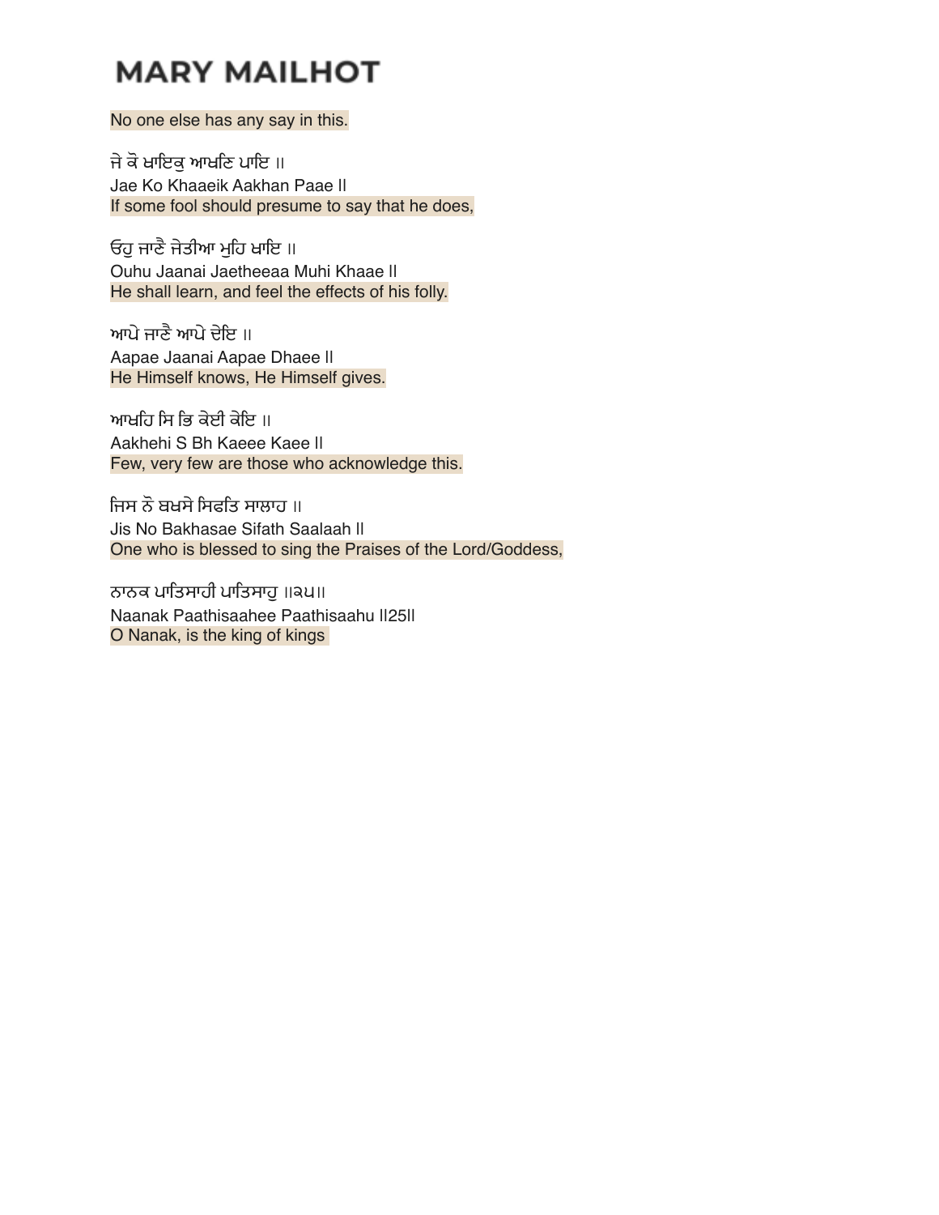No one else has any say in this.

ਜੇ ਕੋ ਖਾਇਕੁ ਆਖਣਿ ਪਾਇ ॥
Jae Ko Khaaeik Aakhan Paae ll
If some fool should presume to say that he does,

ਓਹੁ ਜਾਣੈ ਜੇਤੀਆ ਮੁਹਿ ਖਾਇ ॥
Ouhu Jaanai Jaetheeaa Muhi Khaae ll
He shall learn, and feel the effects of his folly.

ਆਪੇ ਜਾਣੈ ਆਪੇ ਦੇਇ ॥
Aapae Jaanai Aapae Dhaee ll
He Himself knows, He Himself gives.

ਆਖਹਿ ਸਿ ਭਿ ਕੇਈ ਕੇਇ ॥
Aakhehi S Bh Kaeee Kaee ll
Few, very few are those who acknowledge this.

ਜਿਸ ਨੋ ਬਖਸੇ ਸਿਫਤਿ ਸਾਲਾਹ ॥
Jis No Bakhasae Sifath Saalaah ll
One who is blessed to sing the Praises of the Lord/Goddess,

ਨਾਨਕ ਪਾਤਿਸਾਹੀ ਪਾਤਿਸਾਹੁ ॥੨੫॥
Naanak Paathisaahee Paathisaahu ll25ll
O Nanak, is the king of kings